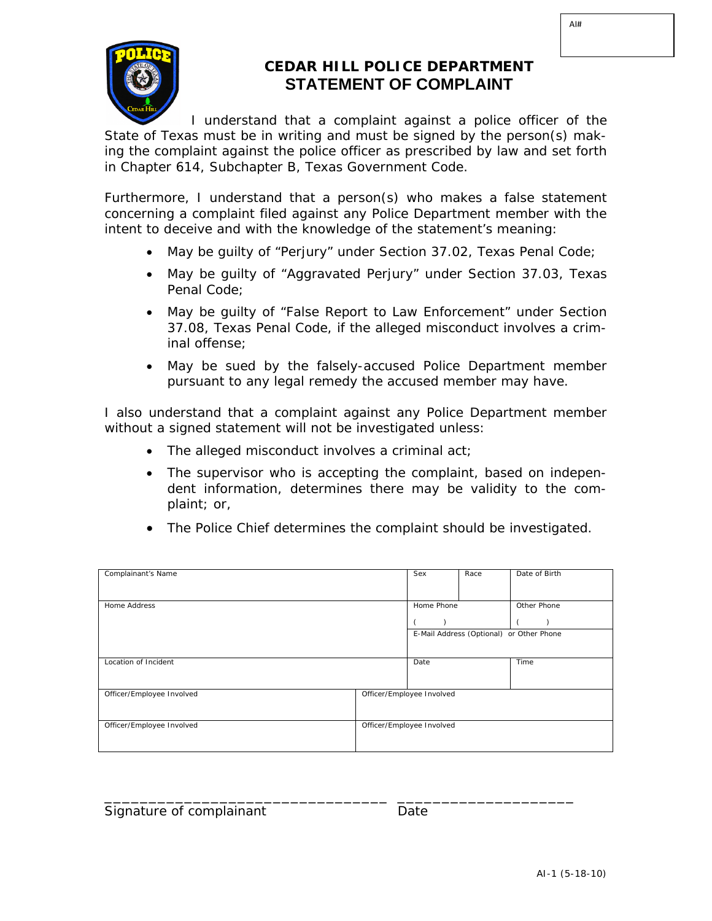AI#

# CEDAR HILL POLICE DEPARTMENT
## STATEMENT OF COMPLAINT

I understand that a complaint against a police officer of the State of Texas must be in writing and must be signed by the person(s) making the complaint against the police officer as prescribed by law and set forth in Chapter 614, Subchapter B, Texas Government Code.

Furthermore, I understand that a person(s) who makes a false statement concerning a complaint filed against any Police Department member with the intent to deceive and with the knowledge of the statement's meaning:

- May be guilty of "Perjury" under Section 37.02, Texas Penal Code;
- May be guilty of "Aggravated Perjury" under Section 37.03, Texas Penal Code;
- May be guilty of "False Report to Law Enforcement" under Section 37.08, Texas Penal Code, if the alleged misconduct involves a criminal offense;
- May be sued by the falsely-accused Police Department member pursuant to any legal remedy the accused member may have.

I also understand that a complaint against any Police Department member without a signed statement will not be investigated unless:

- The alleged misconduct involves a criminal act;
- The supervisor who is accepting the complaint, based on independent information, determines there may be validity to the complaint; or,
- The Police Chief determines the complaint should be investigated.

| Complainant's Name | | Sex | Race | Date of Birth |
|---|---|---|---|---|
| Home Address | | Home Phone ( ) | | Other Phone ( ) |
| | | E-Mail Address (Optional) or Other Phone | | |
| Location of Incident | | Date | | Time |
| Officer/Employee Involved | Officer/Employee Involved | | | |
| Officer/Employee Involved | Officer/Employee Involved | | | |

________________________________ ____________________

Signature of complainant                    Date

AI-1 (5-18-10)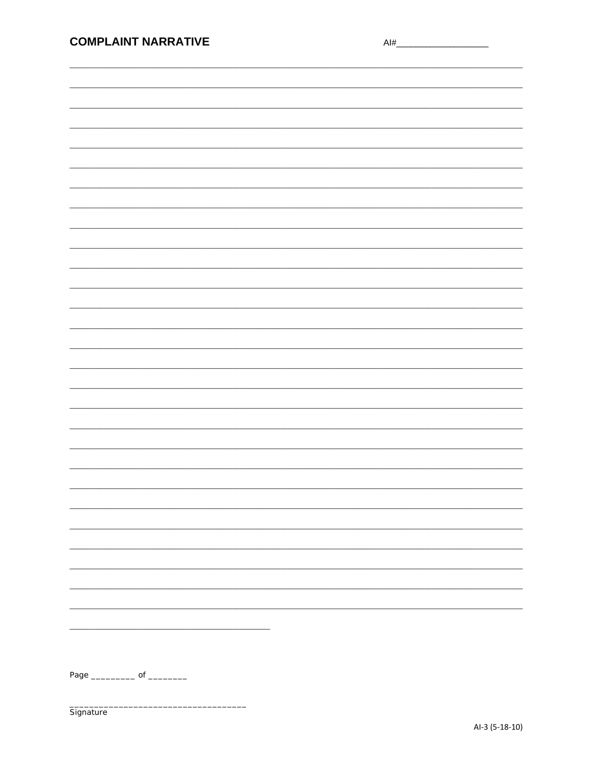## COMPLAINT NARRATIVE

AI#__________________

______________________________________________________________________________

______________________________________________________________________________

______________________________________________________________________________

______________________________________________________________________________

______________________________________________________________________________

______________________________________________________________________________

______________________________________________________________________________

______________________________________________________________________________

______________________________________________________________________________

______________________________________________________________________________

______________________________________________________________________________

______________________________________________________________________________

______________________________________________________________________________

______________________________________________________________________________

______________________________________________________________________________

______________________________________________________________________________

______________________________________________________________________________

______________________________________________________________________________

______________________________________________________________________________

______________________________________________________________________________

______________________________________________________________________________

______________________________________________________________________________

______________________________________________________________________________

______________________________________________________________________________

______________________________________________________________________________

______________________________________________________________________________

______________________________________________________________________________

______________________________________________________________________________

______________________________________

Page _________ of ________

____________________________________
Signature

AI-3 (5-18-10)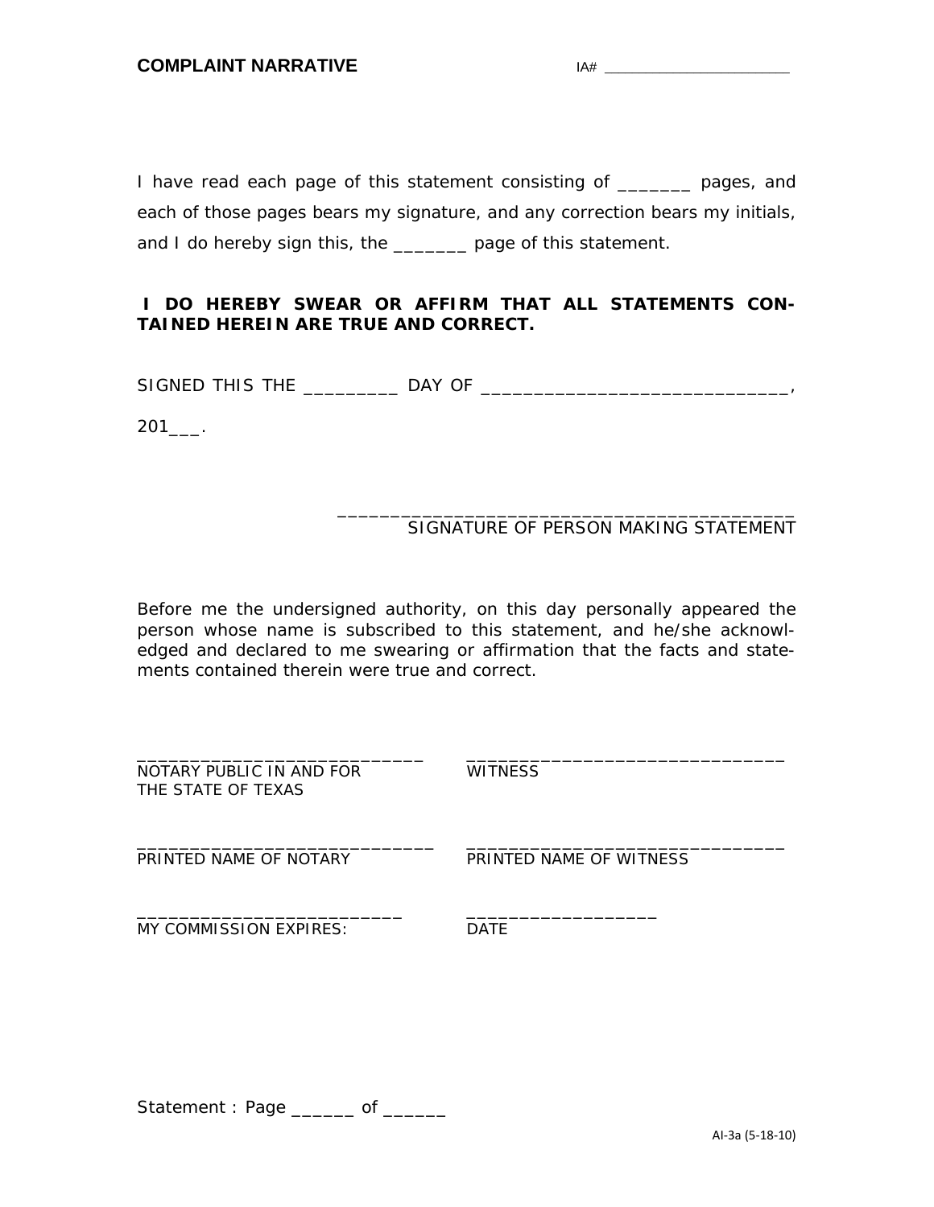**COMPLAINT NARRATIVE** IA# ________________________

I have read each page of this statement consisting of _______ pages, and each of those pages bears my signature, and any correction bears my initials, and I do hereby sign this, the _______ page of this statement.

**I DO HEREBY SWEAR OR AFFIRM THAT ALL STATEMENTS CONTAINED HEREIN ARE TRUE AND CORRECT.**

SIGNED THIS THE _________ DAY OF ____________________________,

201___.

___________________________________________
SIGNATURE OF PERSON MAKING STATEMENT

Before me the undersigned authority, on this day personally appeared the person whose name is subscribed to this statement, and he/she acknowledged and declared to me swearing or affirmation that the facts and statements contained therein were true and correct.

| | |
|---|---|
| ____________________________<br>NOTARY PUBLIC IN AND FOR<br>THE STATE OF TEXAS | ______________________________<br>WITNESS |
| _____________________________<br>PRINTED NAME OF NOTARY | ______________________________<br>PRINTED NAME OF WITNESS |
| __________________________<br>MY COMMISSION EXPIRES: | __________________<br>DATE |

Statement : Page ______ of ______

AI-3a (5-18-10)